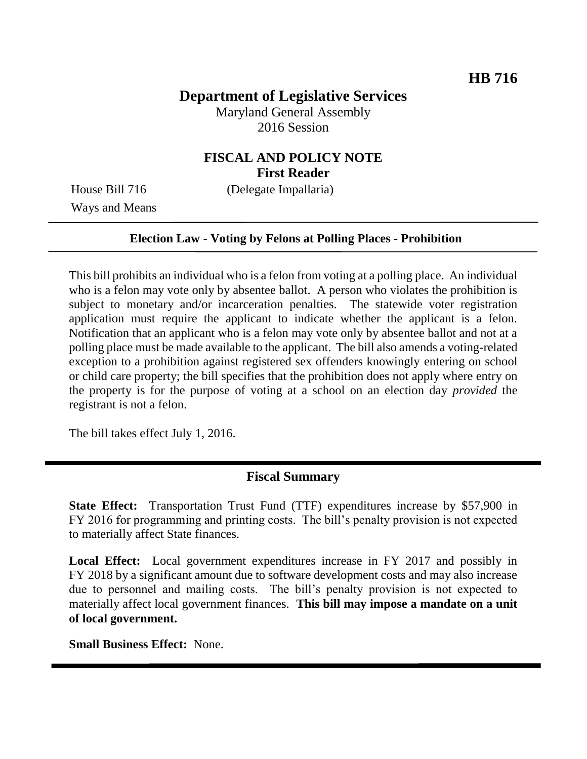**HB 716**

# Department of Legislative Services

Maryland General Assembly
2016 Session

## FISCAL AND POLICY NOTE
**First Reader**

House Bill 716 (Delegate Impallaria)
Ways and Means

---

**Election Law - Voting by Felons at Polling Places - Prohibition**

---

This bill prohibits an individual who is a felon from voting at a polling place. An individual who is a felon may vote only by absentee ballot. A person who violates the prohibition is subject to monetary and/or incarceration penalties. The statewide voter registration application must require the applicant to indicate whether the applicant is a felon. Notification that an applicant who is a felon may vote only by absentee ballot and not at a polling place must be made available to the applicant. The bill also amends a voting-related exception to a prohibition against registered sex offenders knowingly entering on school or child care property; the bill specifies that the prohibition does not apply where entry on the property is for the purpose of voting at a school on an election day *provided* the registrant is not a felon.

The bill takes effect July 1, 2016.

---

## Fiscal Summary

**State Effect:** Transportation Trust Fund (TTF) expenditures increase by $57,900 in FY 2016 for programming and printing costs. The bill's penalty provision is not expected to materially affect State finances.

**Local Effect:** Local government expenditures increase in FY 2017 and possibly in FY 2018 by a significant amount due to software development costs and may also increase due to personnel and mailing costs. The bill's penalty provision is not expected to materially affect local government finances. **This bill may impose a mandate on a unit of local government.**

**Small Business Effect:** None.

---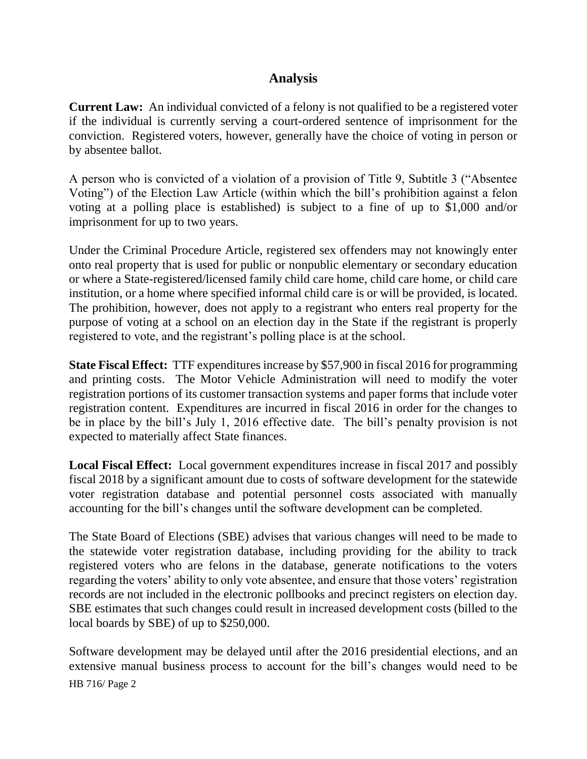## Analysis

**Current Law:** An individual convicted of a felony is not qualified to be a registered voter if the individual is currently serving a court-ordered sentence of imprisonment for the conviction. Registered voters, however, generally have the choice of voting in person or by absentee ballot.

A person who is convicted of a violation of a provision of Title 9, Subtitle 3 ("Absentee Voting") of the Election Law Article (within which the bill's prohibition against a felon voting at a polling place is established) is subject to a fine of up to $1,000 and/or imprisonment for up to two years.

Under the Criminal Procedure Article, registered sex offenders may not knowingly enter onto real property that is used for public or nonpublic elementary or secondary education or where a State-registered/licensed family child care home, child care home, or child care institution, or a home where specified informal child care is or will be provided, is located. The prohibition, however, does not apply to a registrant who enters real property for the purpose of voting at a school on an election day in the State if the registrant is properly registered to vote, and the registrant's polling place is at the school.

**State Fiscal Effect:** TTF expenditures increase by $57,900 in fiscal 2016 for programming and printing costs. The Motor Vehicle Administration will need to modify the voter registration portions of its customer transaction systems and paper forms that include voter registration content. Expenditures are incurred in fiscal 2016 in order for the changes to be in place by the bill's July 1, 2016 effective date. The bill's penalty provision is not expected to materially affect State finances.

**Local Fiscal Effect:** Local government expenditures increase in fiscal 2017 and possibly fiscal 2018 by a significant amount due to costs of software development for the statewide voter registration database and potential personnel costs associated with manually accounting for the bill's changes until the software development can be completed.

The State Board of Elections (SBE) advises that various changes will need to be made to the statewide voter registration database, including providing for the ability to track registered voters who are felons in the database, generate notifications to the voters regarding the voters' ability to only vote absentee, and ensure that those voters' registration records are not included in the electronic pollbooks and precinct registers on election day. SBE estimates that such changes could result in increased development costs (billed to the local boards by SBE) of up to $250,000.

Software development may be delayed until after the 2016 presidential elections, and an extensive manual business process to account for the bill's changes would need to be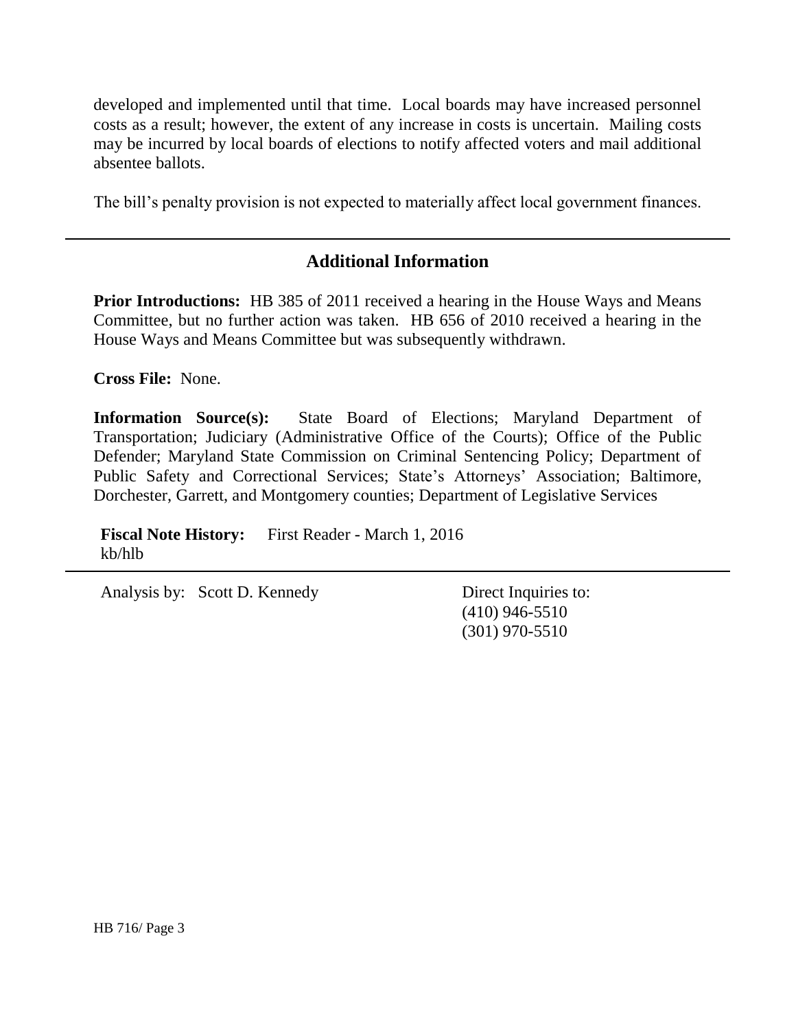developed and implemented until that time. Local boards may have increased personnel costs as a result; however, the extent of any increase in costs is uncertain. Mailing costs may be incurred by local boards of elections to notify affected voters and mail additional absentee ballots.

The bill's penalty provision is not expected to materially affect local government finances.

## Additional Information

**Prior Introductions:** HB 385 of 2011 received a hearing in the House Ways and Means Committee, but no further action was taken. HB 656 of 2010 received a hearing in the House Ways and Means Committee but was subsequently withdrawn.

**Cross File:** None.

**Information Source(s):** State Board of Elections; Maryland Department of Transportation; Judiciary (Administrative Office of the Courts); Office of the Public Defender; Maryland State Commission on Criminal Sentencing Policy; Department of Public Safety and Correctional Services; State's Attorneys' Association; Baltimore, Dorchester, Garrett, and Montgomery counties; Department of Legislative Services

**Fiscal Note History:** First Reader - March 1, 2016
kb/hlb

Analysis by: Scott D. Kennedy

Direct Inquiries to:
(410) 946-5510
(301) 970-5510